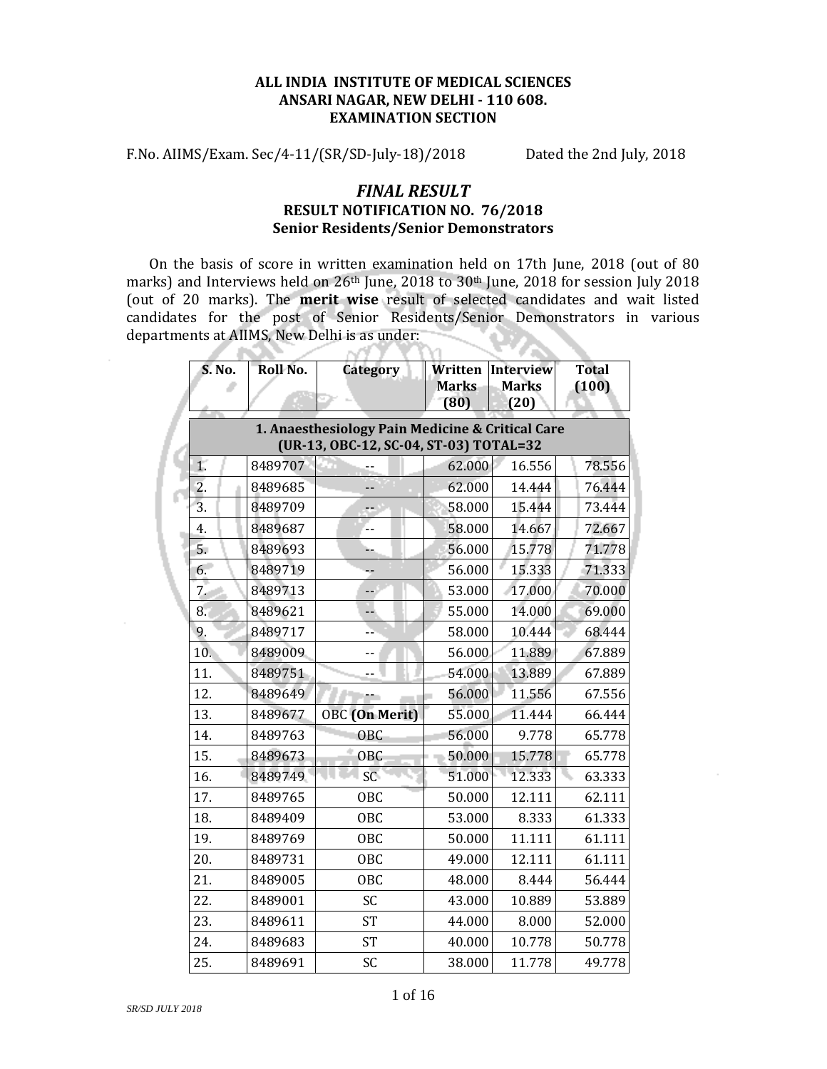**ALL INDIA INSTITUTE OF MEDICAL SCIENCES**
**ANSARI NAGAR, NEW DELHI - 110 608.**
**EXAMINATION SECTION**

F.No. AIIMS/Exam. Sec/4-11/(SR/SD-July-18)/2018 Dated the 2nd July, 2018

## *FINAL RESULT*

### RESULT NOTIFICATION NO. 76/2018
### Senior Residents/Senior Demonstrators

On the basis of score in written examination held on 17th June, 2018 (out of 80 marks) and Interviews held on 26th June, 2018 to 30th June, 2018 for session July 2018 (out of 20 marks). The **merit wise** result of selected candidates and wait listed candidates for the post of Senior Residents/Senior Demonstrators in various departments at AIIMS, New Delhi is as under:

| S. No. | Roll No. | Category | Written Marks (80) | Interview Marks (20) | Total (100) |
|---|---|---|---|---|---|
| **1. Anaesthesiology Pain Medicine & Critical Care (UR-13, OBC-12, SC-04, ST-03) TOTAL=32** | | | | | |
| 1. | 8489707 | -- | 62.000 | 16.556 | 78.556 |
| 2. | 8489685 | -- | 62.000 | 14.444 | 76.444 |
| 3. | 8489709 | -- | 58.000 | 15.444 | 73.444 |
| 4. | 8489687 | -- | 58.000 | 14.667 | 72.667 |
| 5. | 8489693 | -- | 56.000 | 15.778 | 71.778 |
| 6. | 8489719 | -- | 56.000 | 15.333 | 71.333 |
| 7. | 8489713 | -- | 53.000 | 17.000 | 70.000 |
| 8. | 8489621 | -- | 55.000 | 14.000 | 69.000 |
| 9. | 8489717 | -- | 58.000 | 10.444 | 68.444 |
| 10. | 8489009 | -- | 56.000 | 11.889 | 67.889 |
| 11. | 8489751 | -- | 54.000 | 13.889 | 67.889 |
| 12. | 8489649 | -- | 56.000 | 11.556 | 67.556 |
| 13. | 8489677 | OBC **(On Merit)** | 55.000 | 11.444 | 66.444 |
| 14. | 8489763 | OBC | 56.000 | 9.778 | 65.778 |
| 15. | 8489673 | OBC | 50.000 | 15.778 | 65.778 |
| 16. | 8489749 | SC | 51.000 | 12.333 | 63.333 |
| 17. | 8489765 | OBC | 50.000 | 12.111 | 62.111 |
| 18. | 8489409 | OBC | 53.000 | 8.333 | 61.333 |
| 19. | 8489769 | OBC | 50.000 | 11.111 | 61.111 |
| 20. | 8489731 | OBC | 49.000 | 12.111 | 61.111 |
| 21. | 8489005 | OBC | 48.000 | 8.444 | 56.444 |
| 22. | 8489001 | SC | 43.000 | 10.889 | 53.889 |
| 23. | 8489611 | ST | 44.000 | 8.000 | 52.000 |
| 24. | 8489683 | ST | 40.000 | 10.778 | 50.778 |
| 25. | 8489691 | SC | 38.000 | 11.778 | 49.778 |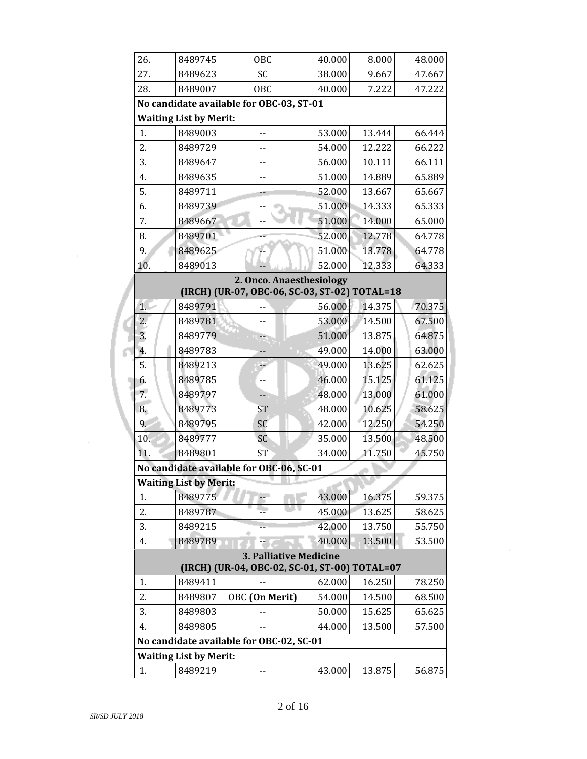| | | | | | |
|---|---|---|---|---|---|
| 26. | 8489745 | OBC | 40.000 | 8.000 | 48.000 |
| 27. | 8489623 | SC | 38.000 | 9.667 | 47.667 |
| 28. | 8489007 | OBC | 40.000 | 7.222 | 47.222 |
| **No candidate available for OBC-03, ST-01** | | | | | |
| **Waiting List by Merit:** | | | | | |
| 1. | 8489003 | -- | 53.000 | 13.444 | 66.444 |
| 2. | 8489729 | -- | 54.000 | 12.222 | 66.222 |
| 3. | 8489647 | -- | 56.000 | 10.111 | 66.111 |
| 4. | 8489635 | -- | 51.000 | 14.889 | 65.889 |
| 5. | 8489711 | -- | 52.000 | 13.667 | 65.667 |
| 6. | 8489739 | -- | 51.000 | 14.333 | 65.333 |
| 7. | 8489667 | -- | 51.000 | 14.000 | 65.000 |
| 8. | 8489701 | -- | 52.000 | 12.778 | 64.778 |
| 9. | 8489625 | -- | 51.000 | 13.778 | 64.778 |
| 10. | 8489013 | -- | 52.000 | 12.333 | 64.333 |
| **2. Onco. Anaesthesiology (IRCH) (UR-07, OBC-06, SC-03, ST-02) TOTAL=18** | | | | | |
| 1. | 8489791 | -- | 56.000 | 14.375 | 70.375 |
| 2. | 8489781 | -- | 53.000 | 14.500 | 67.500 |
| 3. | 8489779 | -- | 51.000 | 13.875 | 64.875 |
| 4. | 8489783 | -- | 49.000 | 14.000 | 63.000 |
| 5. | 8489213 | -- | 49.000 | 13.625 | 62.625 |
| 6. | 8489785 | -- | 46.000 | 15.125 | 61.125 |
| 7. | 8489797 | -- | 48.000 | 13.000 | 61.000 |
| 8. | 8489773 | ST | 48.000 | 10.625 | 58.625 |
| 9. | 8489795 | SC | 42.000 | 12.250 | 54.250 |
| 10. | 8489777 | SC | 35.000 | 13.500 | 48.500 |
| 11. | 8489801 | ST | 34.000 | 11.750 | 45.750 |
| **No candidate available for OBC-06, SC-01** | | | | | |
| **Waiting List by Merit:** | | | | | |
| 1. | 8489775 | -- | 43.000 | 16.375 | 59.375 |
| 2. | 8489787 | -- | 45.000 | 13.625 | 58.625 |
| 3. | 8489215 | -- | 42.000 | 13.750 | 55.750 |
| 4. | 8489789 | -- | 40.000 | 13.500 | 53.500 |
| **3. Palliative Medicine (IRCH) (UR-04, OBC-02, SC-01, ST-00) TOTAL=07** | | | | | |
| 1. | 8489411 | -- | 62.000 | 16.250 | 78.250 |
| 2. | 8489807 | OBC **(On Merit)** | 54.000 | 14.500 | 68.500 |
| 3. | 8489803 | -- | 50.000 | 15.625 | 65.625 |
| 4. | 8489805 | -- | 44.000 | 13.500 | 57.500 |
| **No candidate available for OBC-02, SC-01** | | | | | |
| **Waiting List by Merit:** | | | | | |
| 1. | 8489219 | -- | 43.000 | 13.875 | 56.875 |

*SR/SD JULY 2018*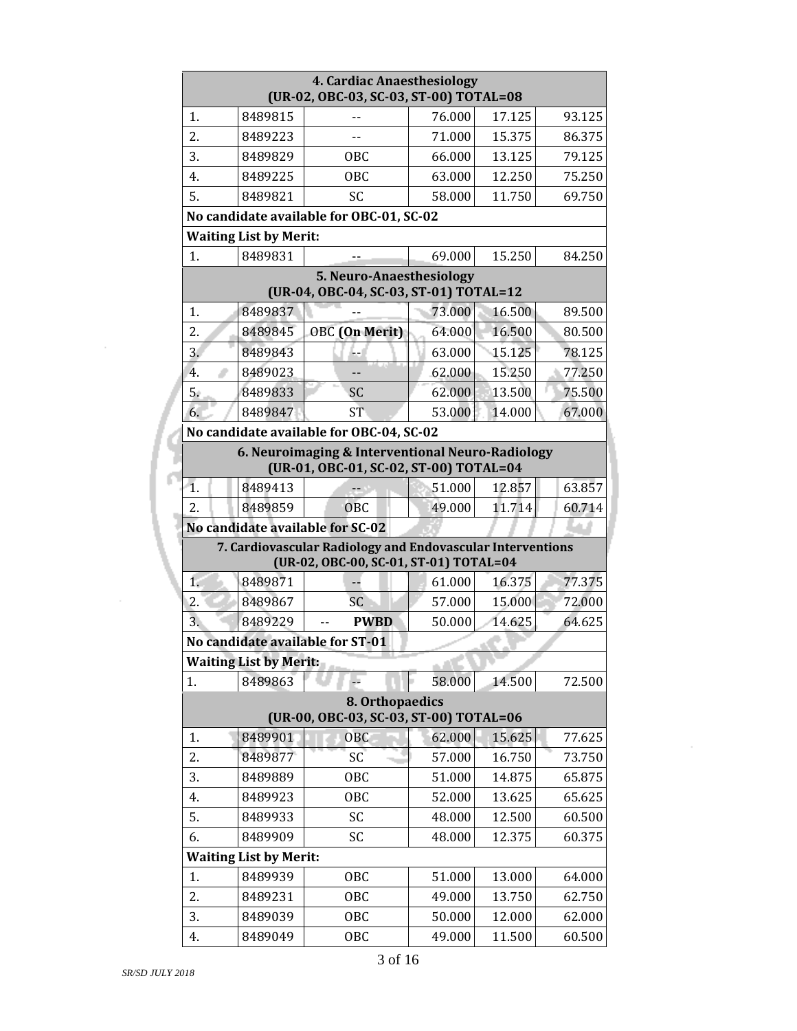| | | | | | |
|---|---|---|---|---|---|
| **4. Cardiac Anaesthesiology (UR-02, OBC-03, SC-03, ST-00) TOTAL=08** | | | | | |
| 1. | 8489815 | -- | 76.000 | 17.125 | 93.125 |
| 2. | 8489223 | -- | 71.000 | 15.375 | 86.375 |
| 3. | 8489829 | OBC | 66.000 | 13.125 | 79.125 |
| 4. | 8489225 | OBC | 63.000 | 12.250 | 75.250 |
| 5. | 8489821 | SC | 58.000 | 11.750 | 69.750 |
| **No candidate available for OBC-01, SC-02** | | | | | |
| **Waiting List by Merit:** | | | | | |
| 1. | 8489831 | -- | 69.000 | 15.250 | 84.250 |
| **5. Neuro-Anaesthesiology (UR-04, OBC-04, SC-03, ST-01) TOTAL=12** | | | | | |
| 1. | 8489837 | -- | 73.000 | 16.500 | 89.500 |
| 2. | 8489845 | OBC **(On Merit)** | 64.000 | 16.500 | 80.500 |
| 3. | 8489843 | -- | 63.000 | 15.125 | 78.125 |
| 4. | 8489023 | -- | 62.000 | 15.250 | 77.250 |
| 5. | 8489833 | SC | 62.000 | 13.500 | 75.500 |
| 6. | 8489847 | ST | 53.000 | 14.000 | 67.000 |
| **No candidate available for OBC-04, SC-02** | | | | | |
| **6. Neuroimaging & Interventional Neuro-Radiology (UR-01, OBC-01, SC-02, ST-00) TOTAL=04** | | | | | |
| 1. | 8489413 | -- | 51.000 | 12.857 | 63.857 |
| 2. | 8489859 | OBC | 49.000 | 11.714 | 60.714 |
| **No candidate available for SC-02** | | | | | |
| **7. Cardiovascular Radiology and Endovascular Interventions (UR-02, OBC-00, SC-01, ST-01) TOTAL=04** | | | | | |
| 1. | 8489871 | -- | 61.000 | 16.375 | 77.375 |
| 2. | 8489867 | SC | 57.000 | 15.000 | 72.000 |
| 3. | 8489229 | -- **PWBD** | 50.000 | 14.625 | 64.625 |
| **No candidate available for ST-01** | | | | | |
| **Waiting List by Merit:** | | | | | |
| 1. | 8489863 | -- | 58.000 | 14.500 | 72.500 |
| **8. Orthopaedics (UR-00, OBC-03, SC-03, ST-00) TOTAL=06** | | | | | |
| 1. | 8489901 | OBC | 62.000 | 15.625 | 77.625 |
| 2. | 8489877 | SC | 57.000 | 16.750 | 73.750 |
| 3. | 8489889 | OBC | 51.000 | 14.875 | 65.875 |
| 4. | 8489923 | OBC | 52.000 | 13.625 | 65.625 |
| 5. | 8489933 | SC | 48.000 | 12.500 | 60.500 |
| 6. | 8489909 | SC | 48.000 | 12.375 | 60.375 |
| **Waiting List by Merit:** | | | | | |
| 1. | 8489939 | OBC | 51.000 | 13.000 | 64.000 |
| 2. | 8489231 | OBC | 49.000 | 13.750 | 62.750 |
| 3. | 8489039 | OBC | 50.000 | 12.000 | 62.000 |
| 4. | 8489049 | OBC | 49.000 | 11.500 | 60.500 |

SR/SD JULY 2018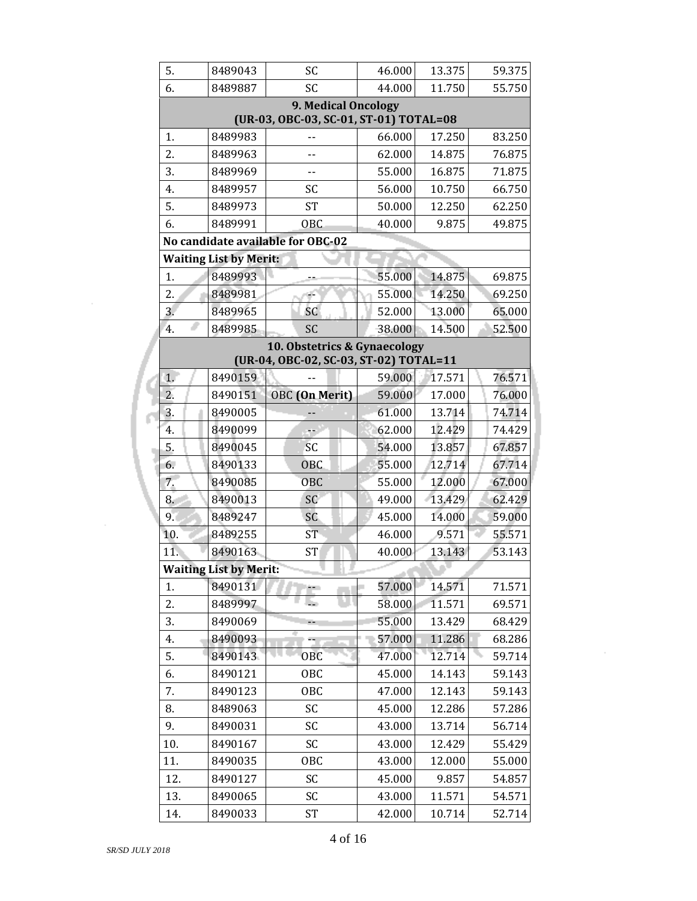| | | | | | |
|---|---|---|---|---|---|
| 5. | 8489043 | SC | 46.000 | 13.375 | 59.375 |
| 6. | 8489887 | SC | 44.000 | 11.750 | 55.750 |
| **9. Medical Oncology (UR-03, OBC-03, SC-01, ST-01) TOTAL=08** | | | | | |
| 1. | 8489983 | -- | 66.000 | 17.250 | 83.250 |
| 2. | 8489963 | -- | 62.000 | 14.875 | 76.875 |
| 3. | 8489969 | -- | 55.000 | 16.875 | 71.875 |
| 4. | 8489957 | SC | 56.000 | 10.750 | 66.750 |
| 5. | 8489973 | ST | 50.000 | 12.250 | 62.250 |
| 6. | 8489991 | OBC | 40.000 | 9.875 | 49.875 |
| **No candidate available for OBC-02** | | | | | |
| **Waiting List by Merit:** | | | | | |
| 1. | 8489993 | -- | 55.000 | 14.875 | 69.875 |
| 2. | 8489981 | -- | 55.000 | 14.250 | 69.250 |
| 3. | 8489965 | SC | 52.000 | 13.000 | 65.000 |
| 4. | 8489985 | SC | 38.000 | 14.500 | 52.500 |
| **10. Obstetrics & Gynaecology (UR-04, OBC-02, SC-03, ST-02) TOTAL=11** | | | | | |
| 1. | 8490159 | -- | 59.000 | 17.571 | 76.571 |
| 2. | 8490151 | OBC **(On Merit)** | 59.000 | 17.000 | 76.000 |
| 3. | 8490005 | -- | 61.000 | 13.714 | 74.714 |
| 4. | 8490099 | -- | 62.000 | 12.429 | 74.429 |
| 5. | 8490045 | SC | 54.000 | 13.857 | 67.857 |
| 6. | 8490133 | OBC | 55.000 | 12.714 | 67.714 |
| 7. | 8490085 | OBC | 55.000 | 12.000 | 67.000 |
| 8. | 8490013 | SC | 49.000 | 13.429 | 62.429 |
| 9. | 8489247 | SC | 45.000 | 14.000 | 59.000 |
| 10. | 8489255 | ST | 46.000 | 9.571 | 55.571 |
| 11. | 8490163 | ST | 40.000 | 13.143 | 53.143 |
| **Waiting List by Merit:** | | | | | |
| 1. | 8490131 | -- | 57.000 | 14.571 | 71.571 |
| 2. | 8489997 | -- | 58.000 | 11.571 | 69.571 |
| 3. | 8490069 | -- | 55.000 | 13.429 | 68.429 |
| 4. | 8490093 | -- | 57.000 | 11.286 | 68.286 |
| 5. | 8490143 | OBC | 47.000 | 12.714 | 59.714 |
| 6. | 8490121 | OBC | 45.000 | 14.143 | 59.143 |
| 7. | 8490123 | OBC | 47.000 | 12.143 | 59.143 |
| 8. | 8489063 | SC | 45.000 | 12.286 | 57.286 |
| 9. | 8490031 | SC | 43.000 | 13.714 | 56.714 |
| 10. | 8490167 | SC | 43.000 | 12.429 | 55.429 |
| 11. | 8490035 | OBC | 43.000 | 12.000 | 55.000 |
| 12. | 8490127 | SC | 45.000 | 9.857 | 54.857 |
| 13. | 8490065 | SC | 43.000 | 11.571 | 54.571 |
| 14. | 8490033 | ST | 42.000 | 10.714 | 52.714 |

*SR/SD JULY 2018*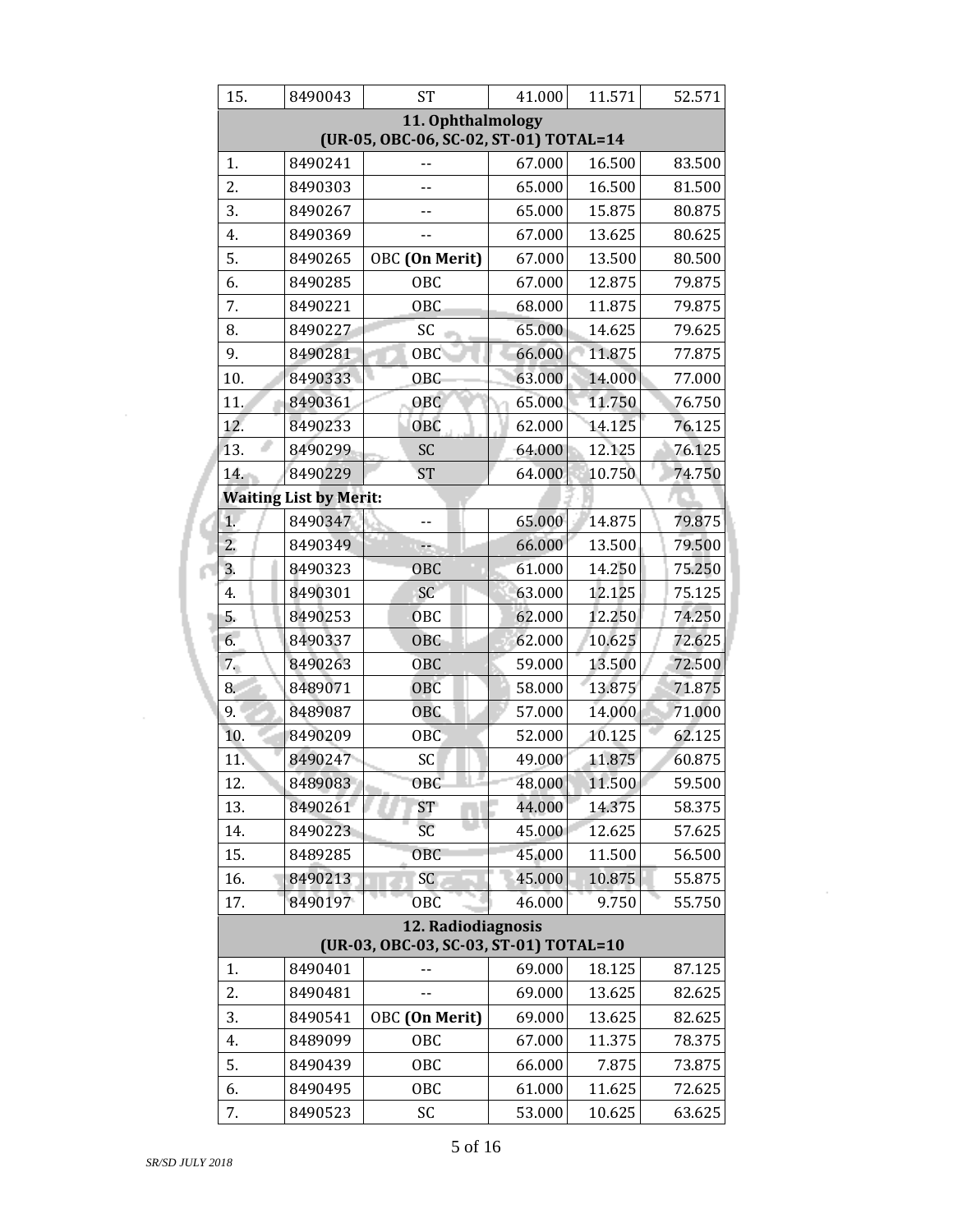| | | | | | |
|---|---|---|---|---|---|
| 15. | 8490043 | ST | 41.000 | 11.571 | 52.571 |
| **11. Ophthalmology (UR-05, OBC-06, SC-02, ST-01) TOTAL=14** | | | | | |
| 1. | 8490241 | -- | 67.000 | 16.500 | 83.500 |
| 2. | 8490303 | -- | 65.000 | 16.500 | 81.500 |
| 3. | 8490267 | -- | 65.000 | 15.875 | 80.875 |
| 4. | 8490369 | -- | 67.000 | 13.625 | 80.625 |
| 5. | 8490265 | OBC **(On Merit)** | 67.000 | 13.500 | 80.500 |
| 6. | 8490285 | OBC | 67.000 | 12.875 | 79.875 |
| 7. | 8490221 | OBC | 68.000 | 11.875 | 79.875 |
| 8. | 8490227 | SC | 65.000 | 14.625 | 79.625 |
| 9. | 8490281 | OBC | 66.000 | 11.875 | 77.875 |
| 10. | 8490333 | OBC | 63.000 | 14.000 | 77.000 |
| 11. | 8490361 | OBC | 65.000 | 11.750 | 76.750 |
| 12. | 8490233 | OBC | 62.000 | 14.125 | 76.125 |
| 13. | 8490299 | SC | 64.000 | 12.125 | 76.125 |
| 14. | 8490229 | ST | 64.000 | 10.750 | 74.750 |
| **Waiting List by Merit:** | | | | | |
| 1. | 8490347 | -- | 65.000 | 14.875 | 79.875 |
| 2. | 8490349 | -- | 66.000 | 13.500 | 79.500 |
| 3. | 8490323 | OBC | 61.000 | 14.250 | 75.250 |
| 4. | 8490301 | SC | 63.000 | 12.125 | 75.125 |
| 5. | 8490253 | OBC | 62.000 | 12.250 | 74.250 |
| 6. | 8490337 | OBC | 62.000 | 10.625 | 72.625 |
| 7. | 8490263 | OBC | 59.000 | 13.500 | 72.500 |
| 8. | 8489071 | OBC | 58.000 | 13.875 | 71.875 |
| 9. | 8489087 | OBC | 57.000 | 14.000 | 71.000 |
| 10. | 8490209 | OBC | 52.000 | 10.125 | 62.125 |
| 11. | 8490247 | SC | 49.000 | 11.875 | 60.875 |
| 12. | 8489083 | OBC | 48.000 | 11.500 | 59.500 |
| 13. | 8490261 | ST | 44.000 | 14.375 | 58.375 |
| 14. | 8490223 | SC | 45.000 | 12.625 | 57.625 |
| 15. | 8489285 | OBC | 45.000 | 11.500 | 56.500 |
| 16. | 8490213 | SC | 45.000 | 10.875 | 55.875 |
| 17. | 8490197 | OBC | 46.000 | 9.750 | 55.750 |
| **12. Radiodiagnosis (UR-03, OBC-03, SC-03, ST-01) TOTAL=10** | | | | | |
| 1. | 8490401 | -- | 69.000 | 18.125 | 87.125 |
| 2. | 8490481 | -- | 69.000 | 13.625 | 82.625 |
| 3. | 8490541 | OBC **(On Merit)** | 69.000 | 13.625 | 82.625 |
| 4. | 8489099 | OBC | 67.000 | 11.375 | 78.375 |
| 5. | 8490439 | OBC | 66.000 | 7.875 | 73.875 |
| 6. | 8490495 | OBC | 61.000 | 11.625 | 72.625 |
| 7. | 8490523 | SC | 53.000 | 10.625 | 63.625 |

*SR/SD JULY 2018*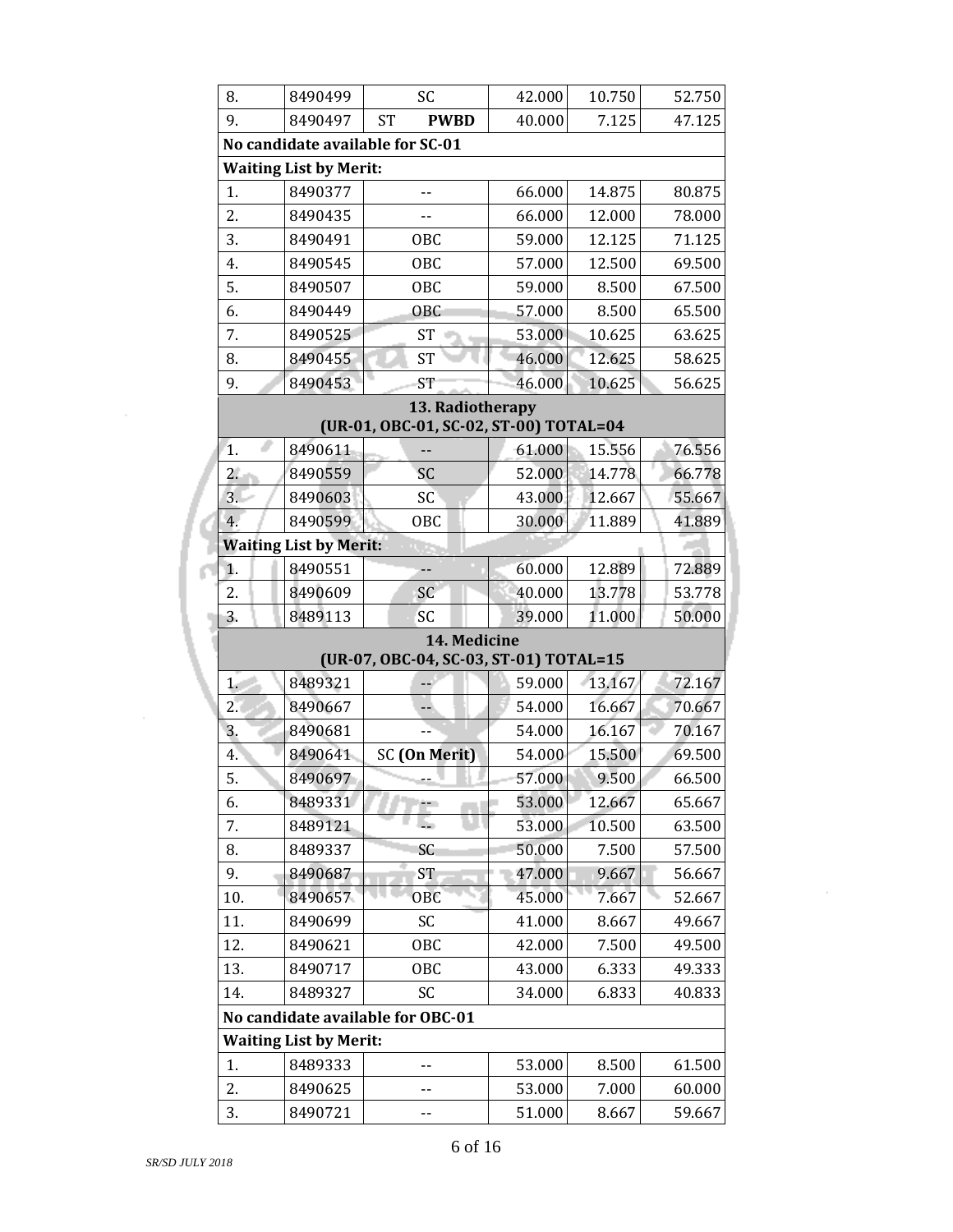| | | | | | |
|---|---|---|---|---|---|
| 8. | 8490499 | SC | 42.000 | 10.750 | 52.750 |
| 9. | 8490497 | ST **PWBD** | 40.000 | 7.125 | 47.125 |
| **No candidate available for SC-01** | | | | | |
| **Waiting List by Merit:** | | | | | |
| 1. | 8490377 | -- | 66.000 | 14.875 | 80.875 |
| 2. | 8490435 | -- | 66.000 | 12.000 | 78.000 |
| 3. | 8490491 | OBC | 59.000 | 12.125 | 71.125 |
| 4. | 8490545 | OBC | 57.000 | 12.500 | 69.500 |
| 5. | 8490507 | OBC | 59.000 | 8.500 | 67.500 |
| 6. | 8490449 | OBC | 57.000 | 8.500 | 65.500 |
| 7. | 8490525 | ST | 53.000 | 10.625 | 63.625 |
| 8. | 8490455 | ST | 46.000 | 12.625 | 58.625 |
| 9. | 8490453 | ST | 46.000 | 10.625 | 56.625 |
| **13. Radiotherapy (UR-01, OBC-01, SC-02, ST-00) TOTAL=04** | | | | | |
| 1. | 8490611 | -- | 61.000 | 15.556 | 76.556 |
| 2. | 8490559 | SC | 52.000 | 14.778 | 66.778 |
| 3. | 8490603 | SC | 43.000 | 12.667 | 55.667 |
| 4. | 8490599 | OBC | 30.000 | 11.889 | 41.889 |
| **Waiting List by Merit:** | | | | | |
| 1. | 8490551 | -- | 60.000 | 12.889 | 72.889 |
| 2. | 8490609 | SC | 40.000 | 13.778 | 53.778 |
| 3. | 8489113 | SC | 39.000 | 11.000 | 50.000 |
| **14. Medicine (UR-07, OBC-04, SC-03, ST-01) TOTAL=15** | | | | | |
| 1. | 8489321 | -- | 59.000 | 13.167 | 72.167 |
| 2. | 8490667 | -- | 54.000 | 16.667 | 70.667 |
| 3. | 8490681 | -- | 54.000 | 16.167 | 70.167 |
| 4. | 8490641 | SC **(On Merit)** | 54.000 | 15.500 | 69.500 |
| 5. | 8490697 | -- | 57.000 | 9.500 | 66.500 |
| 6. | 8489331 | -- | 53.000 | 12.667 | 65.667 |
| 7. | 8489121 | -- | 53.000 | 10.500 | 63.500 |
| 8. | 8489337 | SC | 50.000 | 7.500 | 57.500 |
| 9. | 8490687 | ST | 47.000 | 9.667 | 56.667 |
| 10. | 8490657 | OBC | 45.000 | 7.667 | 52.667 |
| 11. | 8490699 | SC | 41.000 | 8.667 | 49.667 |
| 12. | 8490621 | OBC | 42.000 | 7.500 | 49.500 |
| 13. | 8490717 | OBC | 43.000 | 6.333 | 49.333 |
| 14. | 8489327 | SC | 34.000 | 6.833 | 40.833 |
| **No candidate available for OBC-01** | | | | | |
| **Waiting List by Merit:** | | | | | |
| 1. | 8489333 | -- | 53.000 | 8.500 | 61.500 |
| 2. | 8490625 | -- | 53.000 | 7.000 | 60.000 |
| 3. | 8490721 | -- | 51.000 | 8.667 | 59.667 |

*SR/SD JULY 2018*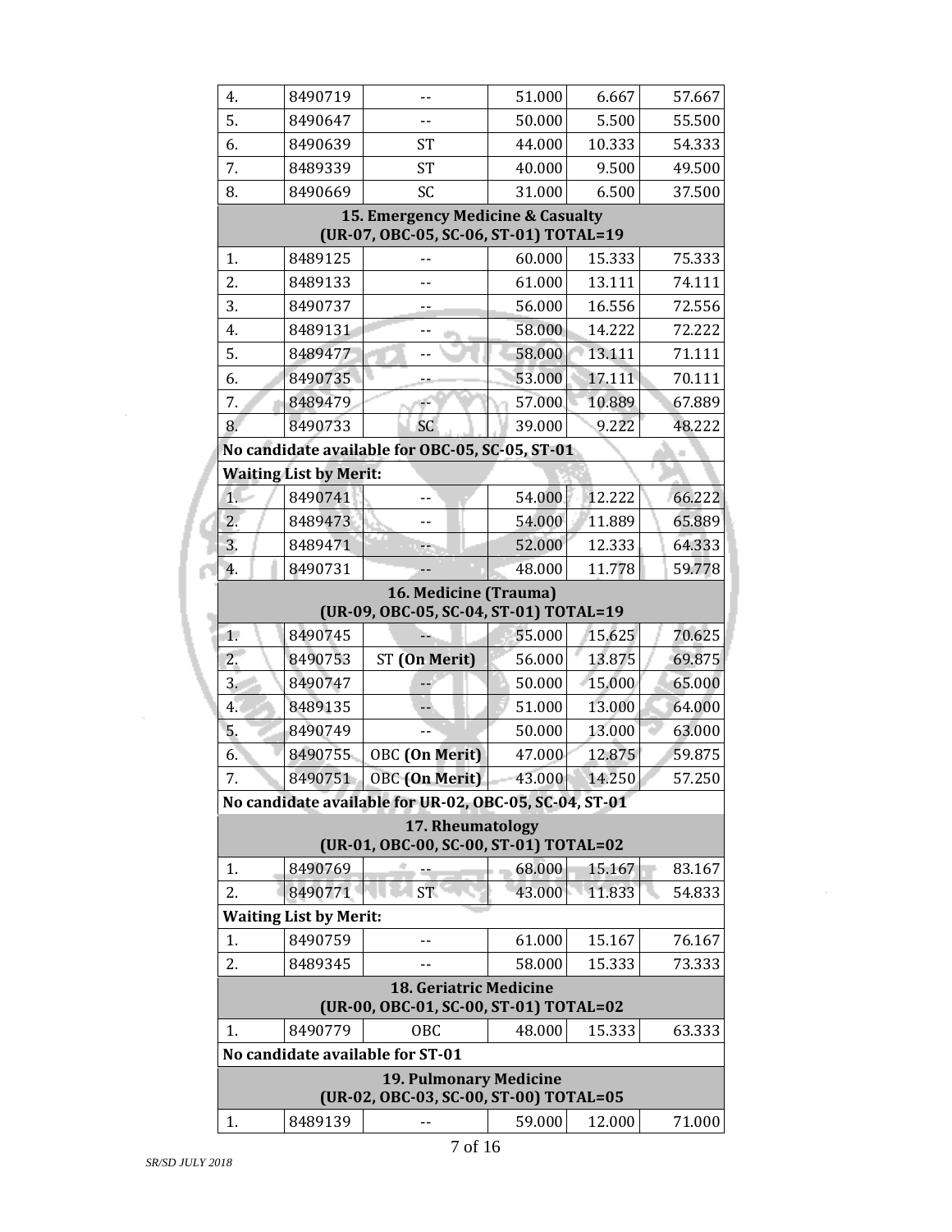| | | | | | |
|---|---|---|---|---|---|
| 4. | 8490719 | -- | 51.000 | 6.667 | 57.667 |
| 5. | 8490647 | -- | 50.000 | 5.500 | 55.500 |
| 6. | 8490639 | ST | 44.000 | 10.333 | 54.333 |
| 7. | 8489339 | ST | 40.000 | 9.500 | 49.500 |
| 8. | 8490669 | SC | 31.000 | 6.500 | 37.500 |
| **15. Emergency Medicine & Casualty (UR-07, OBC-05, SC-06, ST-01) TOTAL=19** | | | | | |
| 1. | 8489125 | -- | 60.000 | 15.333 | 75.333 |
| 2. | 8489133 | -- | 61.000 | 13.111 | 74.111 |
| 3. | 8490737 | -- | 56.000 | 16.556 | 72.556 |
| 4. | 8489131 | -- | 58.000 | 14.222 | 72.222 |
| 5. | 8489477 | -- | 58.000 | 13.111 | 71.111 |
| 6. | 8490735 | -- | 53.000 | 17.111 | 70.111 |
| 7. | 8489479 | -- | 57.000 | 10.889 | 67.889 |
| 8. | 8490733 | SC | 39.000 | 9.222 | 48.222 |
| **No candidate available for OBC-05, SC-05, ST-01** | | | | | |
| **Waiting List by Merit:** | | | | | |
| 1. | 8490741 | -- | 54.000 | 12.222 | 66.222 |
| 2. | 8489473 | -- | 54.000 | 11.889 | 65.889 |
| 3. | 8489471 | -- | 52.000 | 12.333 | 64.333 |
| 4. | 8490731 | -- | 48.000 | 11.778 | 59.778 |
| **16. Medicine (Trauma) (UR-09, OBC-05, SC-04, ST-01) TOTAL=19** | | | | | |
| 1. | 8490745 | -- | 55.000 | 15.625 | 70.625 |
| 2. | 8490753 | ST **(On Merit)** | 56.000 | 13.875 | 69.875 |
| 3. | 8490747 | -- | 50.000 | 15.000 | 65.000 |
| 4. | 8489135 | -- | 51.000 | 13.000 | 64.000 |
| 5. | 8490749 | -- | 50.000 | 13.000 | 63.000 |
| 6. | 8490755 | OBC **(On Merit)** | 47.000 | 12.875 | 59.875 |
| 7. | 8490751 | OBC **(On Merit)** | 43.000 | 14.250 | 57.250 |
| **No candidate available for UR-02, OBC-05, SC-04, ST-01** | | | | | |
| **17. Rheumatology (UR-01, OBC-00, SC-00, ST-01) TOTAL=02** | | | | | |
| 1. | 8490769 | -- | 68.000 | 15.167 | 83.167 |
| 2. | 8490771 | ST | 43.000 | 11.833 | 54.833 |
| **Waiting List by Merit:** | | | | | |
| 1. | 8490759 | -- | 61.000 | 15.167 | 76.167 |
| 2. | 8489345 | -- | 58.000 | 15.333 | 73.333 |
| **18. Geriatric Medicine (UR-00, OBC-01, SC-00, ST-01) TOTAL=02** | | | | | |
| 1. | 8490779 | OBC | 48.000 | 15.333 | 63.333 |
| **No candidate available for ST-01** | | | | | |
| **19. Pulmonary Medicine (UR-02, OBC-03, SC-00, ST-00) TOTAL=05** | | | | | |
| 1. | 8489139 | -- | 59.000 | 12.000 | 71.000 |

SR/SD JULY 2018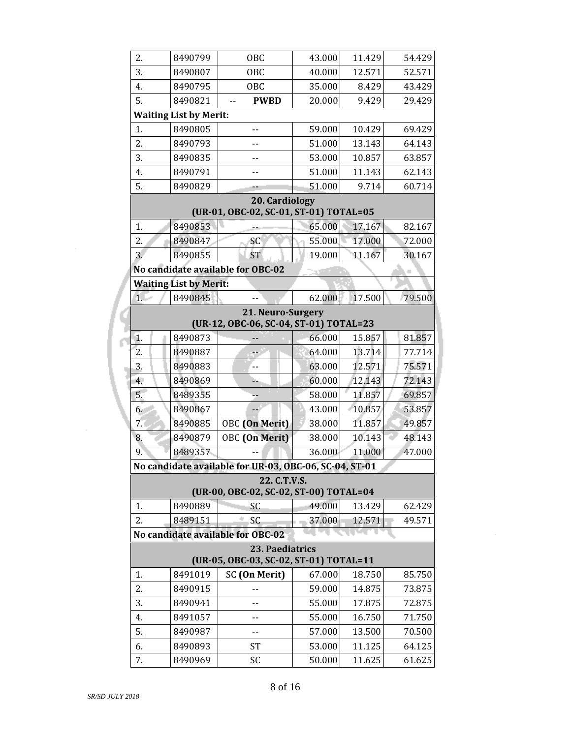| | | | | | |
|---|---|---|---|---|---|
| 2. | 8490799 | OBC | 43.000 | 11.429 | 54.429 |
| 3. | 8490807 | OBC | 40.000 | 12.571 | 52.571 |
| 4. | 8490795 | OBC | 35.000 | 8.429 | 43.429 |
| 5. | 8490821 | -- **PWBD** | 20.000 | 9.429 | 29.429 |
| **Waiting List by Merit:** | | | | | |
| 1. | 8490805 | -- | 59.000 | 10.429 | 69.429 |
| 2. | 8490793 | -- | 51.000 | 13.143 | 64.143 |
| 3. | 8490835 | -- | 53.000 | 10.857 | 63.857 |
| 4. | 8490791 | -- | 51.000 | 11.143 | 62.143 |
| 5. | 8490829 | -- | 51.000 | 9.714 | 60.714 |
| **20. Cardiology (UR-01, OBC-02, SC-01, ST-01) TOTAL=05** | | | | | |
| 1. | 8490853 | -- | 65.000 | 17.167 | 82.167 |
| 2. | 8490847 | SC | 55.000 | 17.000 | 72.000 |
| 3. | 8490855 | ST | 19.000 | 11.167 | 30.167 |
| **No candidate available for OBC-02** | | | | | |
| **Waiting List by Merit:** | | | | | |
| 1. | 8490845 | -- | 62.000 | 17.500 | 79.500 |
| **21. Neuro-Surgery (UR-12, OBC-06, SC-04, ST-01) TOTAL=23** | | | | | |
| 1. | 8490873 | -- | 66.000 | 15.857 | 81.857 |
| 2. | 8490887 | -- | 64.000 | 13.714 | 77.714 |
| 3. | 8490883 | -- | 63.000 | 12.571 | 75.571 |
| 4. | 8490869 | -- | 60.000 | 12.143 | 72.143 |
| 5. | 8489355 | -- | 58.000 | 11.857 | 69.857 |
| 6. | 8490867 | -- | 43.000 | 10.857 | 53.857 |
| 7. | 8490885 | OBC **(On Merit)** | 38.000 | 11.857 | 49.857 |
| 8. | 8490879 | OBC **(On Merit)** | 38.000 | 10.143 | 48.143 |
| 9. | 8489357 | -- | 36.000 | 11.000 | 47.000 |
| **No candidate available for UR-03, OBC-06, SC-04, ST-01** | | | | | |
| **22. C.T.V.S. (UR-00, OBC-02, SC-02, ST-00) TOTAL=04** | | | | | |
| 1. | 8490889 | SC | 49.000 | 13.429 | 62.429 |
| 2. | 8489151 | SC | 37.000 | 12.571 | 49.571 |
| **No candidate available for OBC-02** | | | | | |
| **23. Paediatrics (UR-05, OBC-03, SC-02, ST-01) TOTAL=11** | | | | | |
| 1. | 8491019 | SC **(On Merit)** | 67.000 | 18.750 | 85.750 |
| 2. | 8490915 | -- | 59.000 | 14.875 | 73.875 |
| 3. | 8490941 | -- | 55.000 | 17.875 | 72.875 |
| 4. | 8491057 | -- | 55.000 | 16.750 | 71.750 |
| 5. | 8490987 | -- | 57.000 | 13.500 | 70.500 |
| 6. | 8490893 | ST | 53.000 | 11.125 | 64.125 |
| 7. | 8490969 | SC | 50.000 | 11.625 | 61.625 |

SR/SD JULY 2018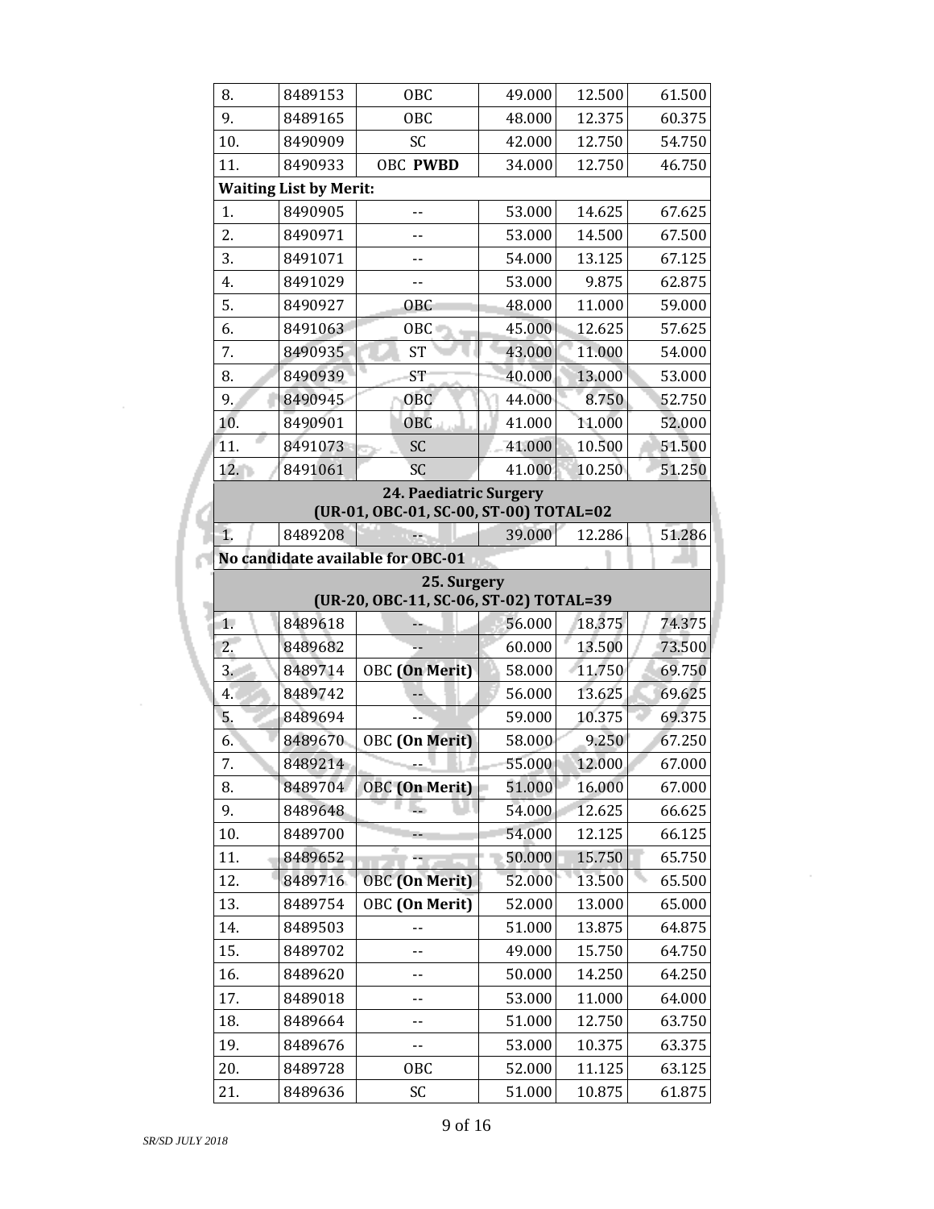| | | | | | |
|---|---|---|---|---|---|
| 8. | 8489153 | OBC | 49.000 | 12.500 | 61.500 |
| 9. | 8489165 | OBC | 48.000 | 12.375 | 60.375 |
| 10. | 8490909 | SC | 42.000 | 12.750 | 54.750 |
| 11. | 8490933 | OBC **PWBD** | 34.000 | 12.750 | 46.750 |
| **Waiting List by Merit:** | | | | | |
| 1. | 8490905 | -- | 53.000 | 14.625 | 67.625 |
| 2. | 8490971 | -- | 53.000 | 14.500 | 67.500 |
| 3. | 8491071 | -- | 54.000 | 13.125 | 67.125 |
| 4. | 8491029 | -- | 53.000 | 9.875 | 62.875 |
| 5. | 8490927 | OBC | 48.000 | 11.000 | 59.000 |
| 6. | 8491063 | OBC | 45.000 | 12.625 | 57.625 |
| 7. | 8490935 | ST | 43.000 | 11.000 | 54.000 |
| 8. | 8490939 | ST | 40.000 | 13.000 | 53.000 |
| 9. | 8490945 | OBC | 44.000 | 8.750 | 52.750 |
| 10. | 8490901 | OBC | 41.000 | 11.000 | 52.000 |
| 11. | 8491073 | SC | 41.000 | 10.500 | 51.500 |
| 12. | 8491061 | SC | 41.000 | 10.250 | 51.250 |
| **24. Paediatric Surgery (UR-01, OBC-01, SC-00, ST-00) TOTAL=02** | | | | | |
| 1. | 8489208 | -- | 39.000 | 12.286 | 51.286 |
| **No candidate available for OBC-01** | | | | | |
| **25. Surgery (UR-20, OBC-11, SC-06, ST-02) TOTAL=39** | | | | | |
| 1. | 8489618 | -- | 56.000 | 18.375 | 74.375 |
| 2. | 8489682 | -- | 60.000 | 13.500 | 73.500 |
| 3. | 8489714 | OBC **(On Merit)** | 58.000 | 11.750 | 69.750 |
| 4. | 8489742 | -- | 56.000 | 13.625 | 69.625 |
| 5. | 8489694 | -- | 59.000 | 10.375 | 69.375 |
| 6. | 8489670 | OBC **(On Merit)** | 58.000 | 9.250 | 67.250 |
| 7. | 8489214 | -- | 55.000 | 12.000 | 67.000 |
| 8. | 8489704 | OBC **(On Merit)** | 51.000 | 16.000 | 67.000 |
| 9. | 8489648 | -- | 54.000 | 12.625 | 66.625 |
| 10. | 8489700 | -- | 54.000 | 12.125 | 66.125 |
| 11. | 8489652 | -- | 50.000 | 15.750 | 65.750 |
| 12. | 8489716 | OBC **(On Merit)** | 52.000 | 13.500 | 65.500 |
| 13. | 8489754 | OBC **(On Merit)** | 52.000 | 13.000 | 65.000 |
| 14. | 8489503 | -- | 51.000 | 13.875 | 64.875 |
| 15. | 8489702 | -- | 49.000 | 15.750 | 64.750 |
| 16. | 8489620 | -- | 50.000 | 14.250 | 64.250 |
| 17. | 8489018 | -- | 53.000 | 11.000 | 64.000 |
| 18. | 8489664 | -- | 51.000 | 12.750 | 63.750 |
| 19. | 8489676 | -- | 53.000 | 10.375 | 63.375 |
| 20. | 8489728 | OBC | 52.000 | 11.125 | 63.125 |
| 21. | 8489636 | SC | 51.000 | 10.875 | 61.875 |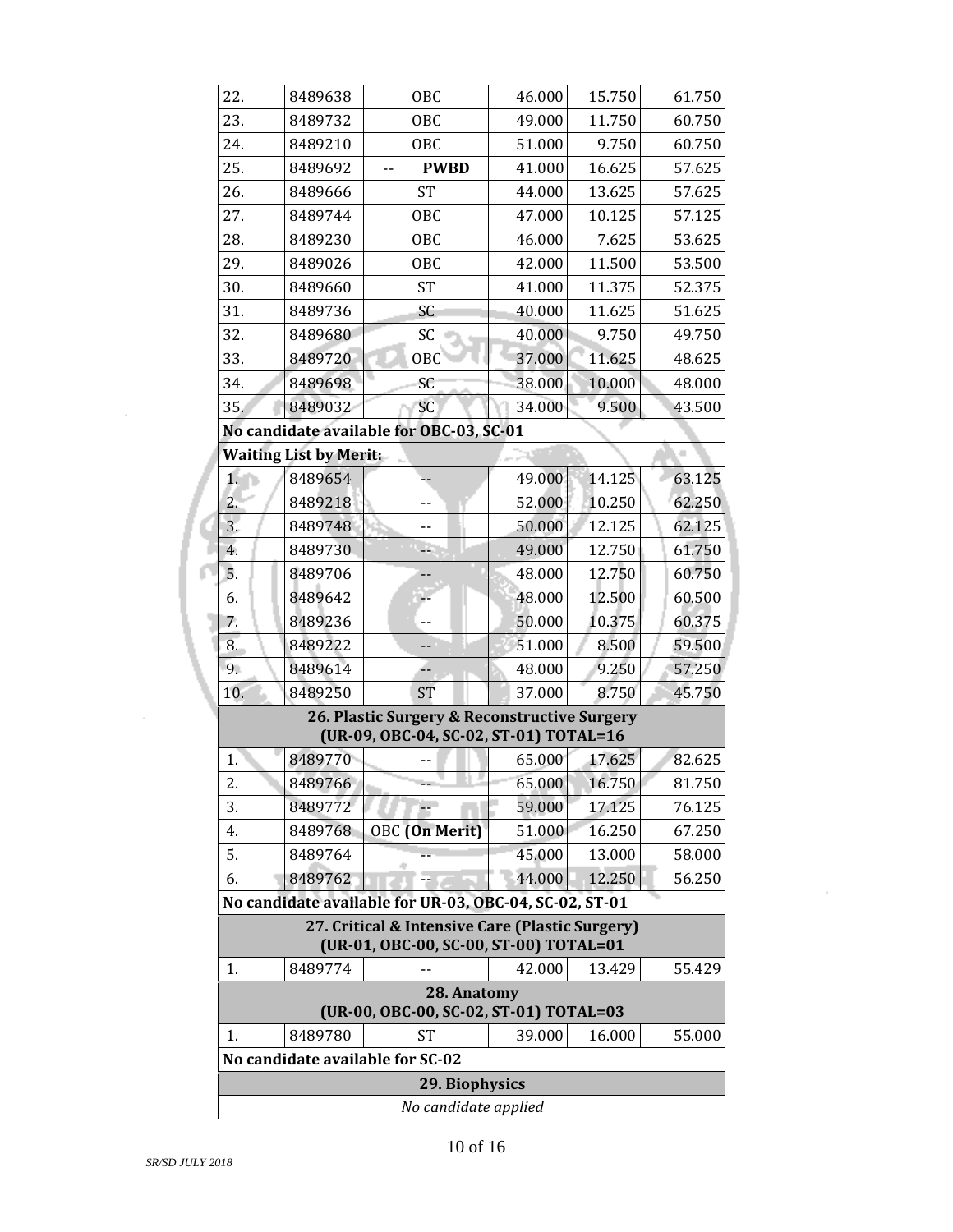| | | | | | |
|---|---|---|---|---|---|
| 22. | 8489638 | OBC | 46.000 | 15.750 | 61.750 |
| 23. | 8489732 | OBC | 49.000 | 11.750 | 60.750 |
| 24. | 8489210 | OBC | 51.000 | 9.750 | 60.750 |
| 25. | 8489692 | -- **PWBD** | 41.000 | 16.625 | 57.625 |
| 26. | 8489666 | ST | 44.000 | 13.625 | 57.625 |
| 27. | 8489744 | OBC | 47.000 | 10.125 | 57.125 |
| 28. | 8489230 | OBC | 46.000 | 7.625 | 53.625 |
| 29. | 8489026 | OBC | 42.000 | 11.500 | 53.500 |
| 30. | 8489660 | ST | 41.000 | 11.375 | 52.375 |
| 31. | 8489736 | SC | 40.000 | 11.625 | 51.625 |
| 32. | 8489680 | SC | 40.000 | 9.750 | 49.750 |
| 33. | 8489720 | OBC | 37.000 | 11.625 | 48.625 |
| 34. | 8489698 | SC | 38.000 | 10.000 | 48.000 |
| 35. | 8489032 | SC | 34.000 | 9.500 | 43.500 |
| **No candidate available for OBC-03, SC-01** | | | | | |
| **Waiting List by Merit:** | | | | | |
| 1. | 8489654 | -- | 49.000 | 14.125 | 63.125 |
| 2. | 8489218 | -- | 52.000 | 10.250 | 62.250 |
| 3. | 8489748 | -- | 50.000 | 12.125 | 62.125 |
| 4. | 8489730 | -- | 49.000 | 12.750 | 61.750 |
| 5. | 8489706 | -- | 48.000 | 12.750 | 60.750 |
| 6. | 8489642 | -- | 48.000 | 12.500 | 60.500 |
| 7. | 8489236 | -- | 50.000 | 10.375 | 60.375 |
| 8. | 8489222 | -- | 51.000 | 8.500 | 59.500 |
| 9. | 8489614 | -- | 48.000 | 9.250 | 57.250 |
| 10. | 8489250 | ST | 37.000 | 8.750 | 45.750 |
| **26. Plastic Surgery & Reconstructive Surgery (UR-09, OBC-04, SC-02, ST-01) TOTAL=16** | | | | | |
| 1. | 8489770 | -- | 65.000 | 17.625 | 82.625 |
| 2. | 8489766 | -- | 65.000 | 16.750 | 81.750 |
| 3. | 8489772 | -- | 59.000 | 17.125 | 76.125 |
| 4. | 8489768 | OBC **(On Merit)** | 51.000 | 16.250 | 67.250 |
| 5. | 8489764 | -- | 45.000 | 13.000 | 58.000 |
| 6. | 8489762 | -- | 44.000 | 12.250 | 56.250 |
| **No candidate available for UR-03, OBC-04, SC-02, ST-01** | | | | | |
| **27. Critical & Intensive Care (Plastic Surgery) (UR-01, OBC-00, SC-00, ST-00) TOTAL=01** | | | | | |
| 1. | 8489774 | -- | 42.000 | 13.429 | 55.429 |
| **28. Anatomy (UR-00, OBC-00, SC-02, ST-01) TOTAL=03** | | | | | |
| 1. | 8489780 | ST | 39.000 | 16.000 | 55.000 |
| **No candidate available for SC-02** | | | | | |
| **29. Biophysics** | | | | | |
| *No candidate applied* | | | | | |

SR/SD JULY 2018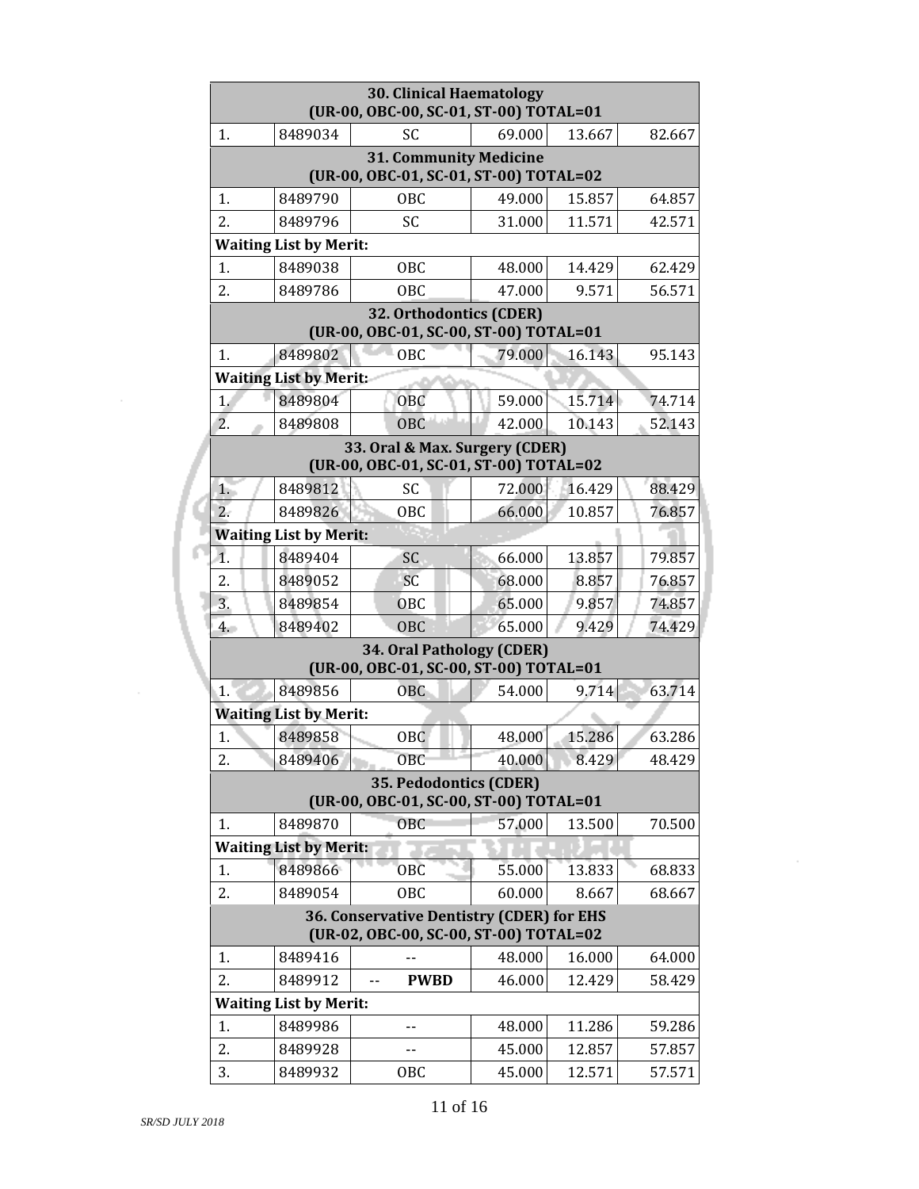| | | | | | |
|---|---|---|---|---|---|
| **30. Clinical Haematology (UR-00, OBC-00, SC-01, ST-00) TOTAL=01** | | | | | |
| 1. | 8489034 | SC | 69.000 | 13.667 | 82.667 |
| **31. Community Medicine (UR-00, OBC-01, SC-01, ST-00) TOTAL=02** | | | | | |
| 1. | 8489790 | OBC | 49.000 | 15.857 | 64.857 |
| 2. | 8489796 | SC | 31.000 | 11.571 | 42.571 |
| **Waiting List by Merit:** | | | | | |
| 1. | 8489038 | OBC | 48.000 | 14.429 | 62.429 |
| 2. | 8489786 | OBC | 47.000 | 9.571 | 56.571 |
| **32. Orthodontics (CDER) (UR-00, OBC-01, SC-00, ST-00) TOTAL=01** | | | | | |
| 1. | 8489802 | OBC | 79.000 | 16.143 | 95.143 |
| **Waiting List by Merit:** | | | | | |
| 1. | 8489804 | OBC | 59.000 | 15.714 | 74.714 |
| 2. | 8489808 | OBC | 42.000 | 10.143 | 52.143 |
| **33. Oral & Max. Surgery (CDER) (UR-00, OBC-01, SC-01, ST-00) TOTAL=02** | | | | | |
| 1. | 8489812 | SC | 72.000 | 16.429 | 88.429 |
| 2. | 8489826 | OBC | 66.000 | 10.857 | 76.857 |
| **Waiting List by Merit:** | | | | | |
| 1. | 8489404 | SC | 66.000 | 13.857 | 79.857 |
| 2. | 8489052 | SC | 68.000 | 8.857 | 76.857 |
| 3. | 8489854 | OBC | 65.000 | 9.857 | 74.857 |
| 4. | 8489402 | OBC | 65.000 | 9.429 | 74.429 |
| **34. Oral Pathology (CDER) (UR-00, OBC-01, SC-00, ST-00) TOTAL=01** | | | | | |
| 1. | 8489856 | OBC | 54.000 | 9.714 | 63.714 |
| **Waiting List by Merit:** | | | | | |
| 1. | 8489858 | OBC | 48.000 | 15.286 | 63.286 |
| 2. | 8489406 | OBC | 40.000 | 8.429 | 48.429 |
| **35. Pedodontics (CDER) (UR-00, OBC-01, SC-00, ST-00) TOTAL=01** | | | | | |
| 1. | 8489870 | OBC | 57.000 | 13.500 | 70.500 |
| **Waiting List by Merit:** | | | | | |
| 1. | 8489866 | OBC | 55.000 | 13.833 | 68.833 |
| 2. | 8489054 | OBC | 60.000 | 8.667 | 68.667 |
| **36. Conservative Dentistry (CDER) for EHS (UR-02, OBC-00, SC-00, ST-00) TOTAL=02** | | | | | |
| 1. | 8489416 | -- | 48.000 | 16.000 | 64.000 |
| 2. | 8489912 | -- **PWBD** | 46.000 | 12.429 | 58.429 |
| **Waiting List by Merit:** | | | | | |
| 1. | 8489986 | -- | 48.000 | 11.286 | 59.286 |
| 2. | 8489928 | -- | 45.000 | 12.857 | 57.857 |
| 3. | 8489932 | OBC | 45.000 | 12.571 | 57.571 |

SR/SD JULY 2018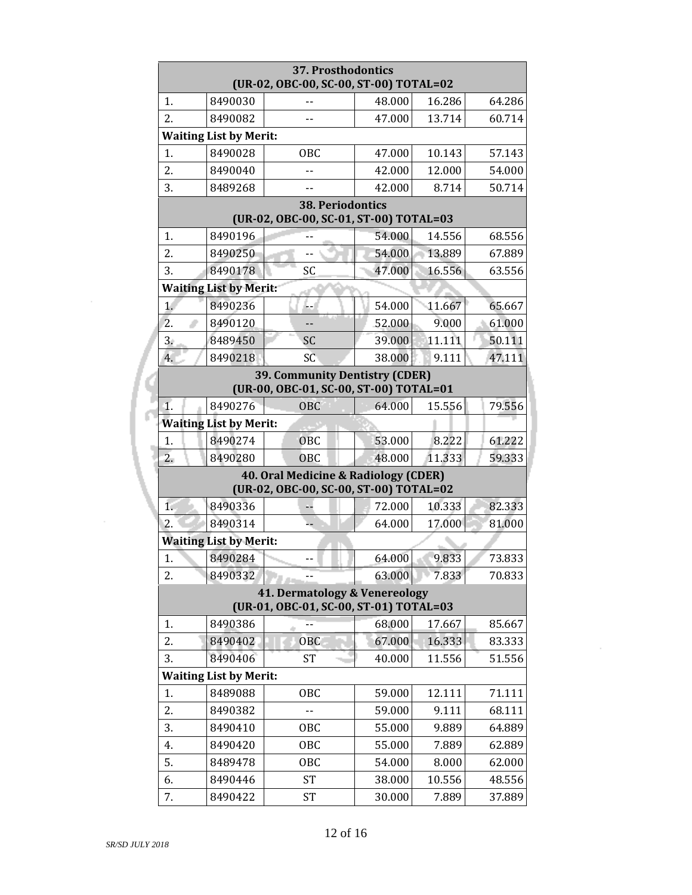| | | | | | |
|---|---|---|---|---|---|
| **37. Prosthodontics (UR-02, OBC-00, SC-00, ST-00) TOTAL=02** | | | | | |
| 1. | 8490030 | -- | 48.000 | 16.286 | 64.286 |
| 2. | 8490082 | -- | 47.000 | 13.714 | 60.714 |
| **Waiting List by Merit:** | | | | | |
| 1. | 8490028 | OBC | 47.000 | 10.143 | 57.143 |
| 2. | 8490040 | -- | 42.000 | 12.000 | 54.000 |
| 3. | 8489268 | -- | 42.000 | 8.714 | 50.714 |
| **38. Periodontics (UR-02, OBC-00, SC-01, ST-00) TOTAL=03** | | | | | |
| 1. | 8490196 | -- | 54.000 | 14.556 | 68.556 |
| 2. | 8490250 | -- | 54.000 | 13.889 | 67.889 |
| 3. | 8490178 | SC | 47.000 | 16.556 | 63.556 |
| **Waiting List by Merit:** | | | | | |
| 1. | 8490236 | -- | 54.000 | 11.667 | 65.667 |
| 2. | 8490120 | -- | 52.000 | 9.000 | 61.000 |
| 3. | 8489450 | SC | 39.000 | 11.111 | 50.111 |
| 4. | 8490218 | SC | 38.000 | 9.111 | 47.111 |
| **39. Community Dentistry (CDER) (UR-00, OBC-01, SC-00, ST-00) TOTAL=01** | | | | | |
| 1. | 8490276 | OBC | 64.000 | 15.556 | 79.556 |
| **Waiting List by Merit:** | | | | | |
| 1. | 8490274 | OBC | 53.000 | 8.222 | 61.222 |
| 2. | 8490280 | OBC | 48.000 | 11.333 | 59.333 |
| **40. Oral Medicine & Radiology (CDER) (UR-02, OBC-00, SC-00, ST-00) TOTAL=02** | | | | | |
| 1. | 8490336 | -- | 72.000 | 10.333 | 82.333 |
| 2. | 8490314 | -- | 64.000 | 17.000 | 81.000 |
| **Waiting List by Merit:** | | | | | |
| 1. | 8490284 | -- | 64.000 | 9.833 | 73.833 |
| 2. | 8490332 | -- | 63.000 | 7.833 | 70.833 |
| **41. Dermatology & Venereology (UR-01, OBC-01, SC-00, ST-01) TOTAL=03** | | | | | |
| 1. | 8490386 | -- | 68.000 | 17.667 | 85.667 |
| 2. | 8490402 | OBC | 67.000 | 16.333 | 83.333 |
| 3. | 8490406 | ST | 40.000 | 11.556 | 51.556 |
| **Waiting List by Merit:** | | | | | |
| 1. | 8489088 | OBC | 59.000 | 12.111 | 71.111 |
| 2. | 8490382 | -- | 59.000 | 9.111 | 68.111 |
| 3. | 8490410 | OBC | 55.000 | 9.889 | 64.889 |
| 4. | 8490420 | OBC | 55.000 | 7.889 | 62.889 |
| 5. | 8489478 | OBC | 54.000 | 8.000 | 62.000 |
| 6. | 8490446 | ST | 38.000 | 10.556 | 48.556 |
| 7. | 8490422 | ST | 30.000 | 7.889 | 37.889 |

*SR/SD JULY 2018*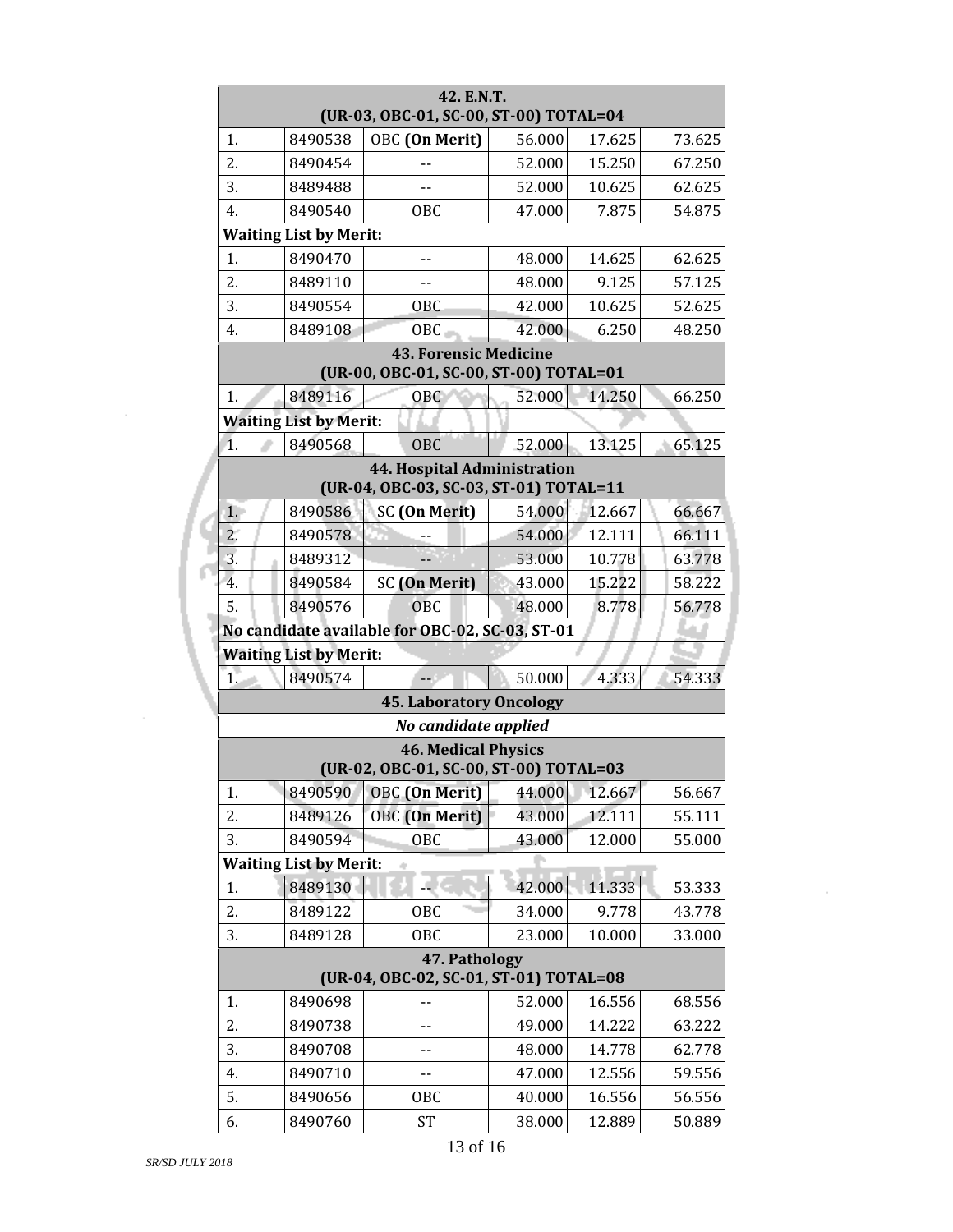| | | | | | |
|---|---|---|---|---|---|
| **42. E.N.T. (UR-03, OBC-01, SC-00, ST-00) TOTAL=04** | | | | | |
| 1. | 8490538 | OBC **(On Merit)** | 56.000 | 17.625 | 73.625 |
| 2. | 8490454 | -- | 52.000 | 15.250 | 67.250 |
| 3. | 8489488 | -- | 52.000 | 10.625 | 62.625 |
| 4. | 8490540 | OBC | 47.000 | 7.875 | 54.875 |
| **Waiting List by Merit:** | | | | | |
| 1. | 8490470 | -- | 48.000 | 14.625 | 62.625 |
| 2. | 8489110 | -- | 48.000 | 9.125 | 57.125 |
| 3. | 8490554 | OBC | 42.000 | 10.625 | 52.625 |
| 4. | 8489108 | OBC | 42.000 | 6.250 | 48.250 |
| **43. Forensic Medicine (UR-00, OBC-01, SC-00, ST-00) TOTAL=01** | | | | | |
| 1. | 8489116 | OBC | 52.000 | 14.250 | 66.250 |
| **Waiting List by Merit:** | | | | | |
| 1. | 8490568 | OBC | 52.000 | 13.125 | 65.125 |
| **44. Hospital Administration (UR-04, OBC-03, SC-03, ST-01) TOTAL=11** | | | | | |
| 1. | 8490586 | SC **(On Merit)** | 54.000 | 12.667 | 66.667 |
| 2. | 8490578 | -- | 54.000 | 12.111 | 66.111 |
| 3. | 8489312 | -- | 53.000 | 10.778 | 63.778 |
| 4. | 8490584 | SC **(On Merit)** | 43.000 | 15.222 | 58.222 |
| 5. | 8490576 | OBC | 48.000 | 8.778 | 56.778 |
| **No candidate available for OBC-02, SC-03, ST-01** | | | | | |
| **Waiting List by Merit:** | | | | | |
| 1. | 8490574 | -- | 50.000 | 4.333 | 54.333 |
| **45. Laboratory Oncology** | | | | | |
| ***No candidate applied*** | | | | | |
| **46. Medical Physics (UR-02, OBC-01, SC-00, ST-00) TOTAL=03** | | | | | |
| 1. | 8490590 | OBC **(On Merit)** | 44.000 | 12.667 | 56.667 |
| 2. | 8489126 | OBC **(On Merit)** | 43.000 | 12.111 | 55.111 |
| 3. | 8490594 | OBC | 43.000 | 12.000 | 55.000 |
| **Waiting List by Merit:** | | | | | |
| 1. | 8489130 | -- | 42.000 | 11.333 | 53.333 |
| 2. | 8489122 | OBC | 34.000 | 9.778 | 43.778 |
| 3. | 8489128 | OBC | 23.000 | 10.000 | 33.000 |
| **47. Pathology (UR-04, OBC-02, SC-01, ST-01) TOTAL=08** | | | | | |
| 1. | 8490698 | -- | 52.000 | 16.556 | 68.556 |
| 2. | 8490738 | -- | 49.000 | 14.222 | 63.222 |
| 3. | 8490708 | -- | 48.000 | 14.778 | 62.778 |
| 4. | 8490710 | -- | 47.000 | 12.556 | 59.556 |
| 5. | 8490656 | OBC | 40.000 | 16.556 | 56.556 |
| 6. | 8490760 | ST | 38.000 | 12.889 | 50.889 |

*SR/SD JULY 2018*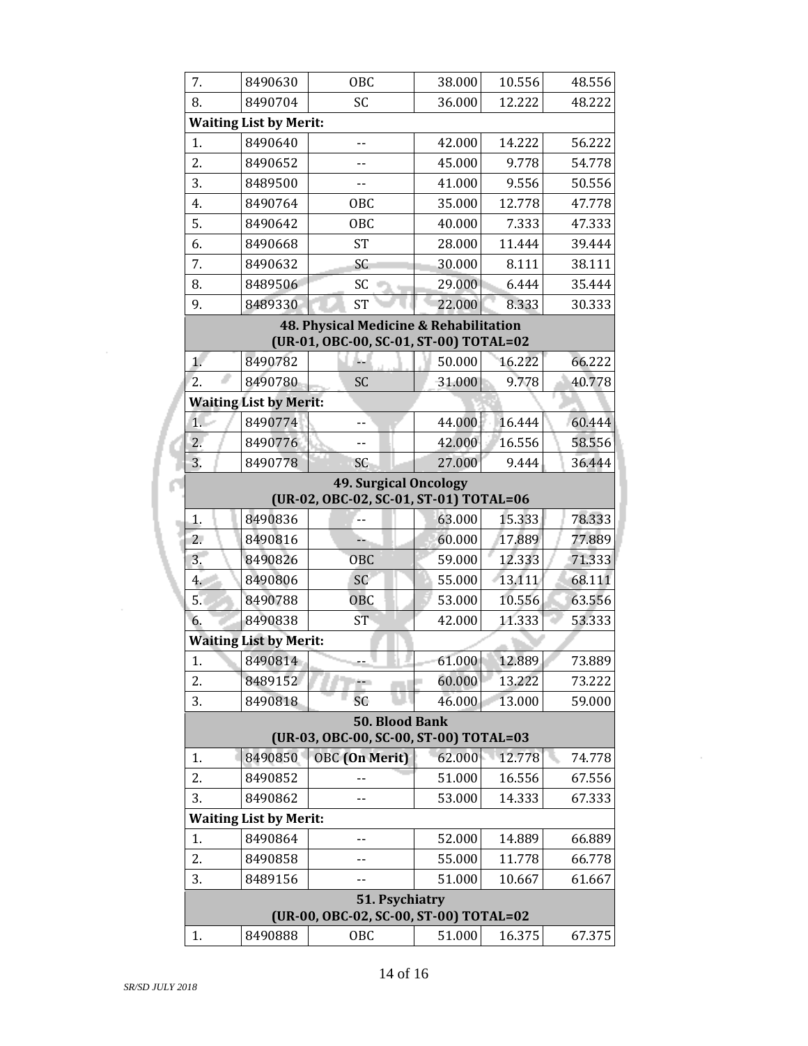| | | | | | |
|---|---|---|---|---|---|
| 7. | 8490630 | OBC | 38.000 | 10.556 | 48.556 |
| 8. | 8490704 | SC | 36.000 | 12.222 | 48.222 |
| **Waiting List by Merit:** | | | | | |
| 1. | 8490640 | -- | 42.000 | 14.222 | 56.222 |
| 2. | 8490652 | -- | 45.000 | 9.778 | 54.778 |
| 3. | 8489500 | -- | 41.000 | 9.556 | 50.556 |
| 4. | 8490764 | OBC | 35.000 | 12.778 | 47.778 |
| 5. | 8490642 | OBC | 40.000 | 7.333 | 47.333 |
| 6. | 8490668 | ST | 28.000 | 11.444 | 39.444 |
| 7. | 8490632 | SC | 30.000 | 8.111 | 38.111 |
| 8. | 8489506 | SC | 29.000 | 6.444 | 35.444 |
| 9. | 8489330 | ST | 22.000 | 8.333 | 30.333 |
| **48. Physical Medicine & Rehabilitation (UR-01, OBC-00, SC-01, ST-00) TOTAL=02** | | | | | |
| 1. | 8490782 | -- | 50.000 | 16.222 | 66.222 |
| 2. | 8490780 | SC | 31.000 | 9.778 | 40.778 |
| **Waiting List by Merit:** | | | | | |
| 1. | 8490774 | -- | 44.000 | 16.444 | 60.444 |
| 2. | 8490776 | -- | 42.000 | 16.556 | 58.556 |
| 3. | 8490778 | SC | 27.000 | 9.444 | 36.444 |
| **49. Surgical Oncology (UR-02, OBC-02, SC-01, ST-01) TOTAL=06** | | | | | |
| 1. | 8490836 | -- | 63.000 | 15.333 | 78.333 |
| 2. | 8490816 | -- | 60.000 | 17.889 | 77.889 |
| 3. | 8490826 | OBC | 59.000 | 12.333 | 71.333 |
| 4. | 8490806 | SC | 55.000 | 13.111 | 68.111 |
| 5. | 8490788 | OBC | 53.000 | 10.556 | 63.556 |
| 6. | 8490838 | ST | 42.000 | 11.333 | 53.333 |
| **Waiting List by Merit:** | | | | | |
| 1. | 8490814 | -- | 61.000 | 12.889 | 73.889 |
| 2. | 8489152 | -- | 60.000 | 13.222 | 73.222 |
| 3. | 8490818 | SC | 46.000 | 13.000 | 59.000 |
| **50. Blood Bank (UR-03, OBC-00, SC-00, ST-00) TOTAL=03** | | | | | |
| 1. | 8490850 | OBC **(On Merit)** | 62.000 | 12.778 | 74.778 |
| 2. | 8490852 | -- | 51.000 | 16.556 | 67.556 |
| 3. | 8490862 | -- | 53.000 | 14.333 | 67.333 |
| **Waiting List by Merit:** | | | | | |
| 1. | 8490864 | -- | 52.000 | 14.889 | 66.889 |
| 2. | 8490858 | -- | 55.000 | 11.778 | 66.778 |
| 3. | 8489156 | -- | 51.000 | 10.667 | 61.667 |
| **51. Psychiatry (UR-00, OBC-02, SC-00, ST-00) TOTAL=02** | | | | | |
| 1. | 8490888 | OBC | 51.000 | 16.375 | 67.375 |

*SR/SD JULY 2018*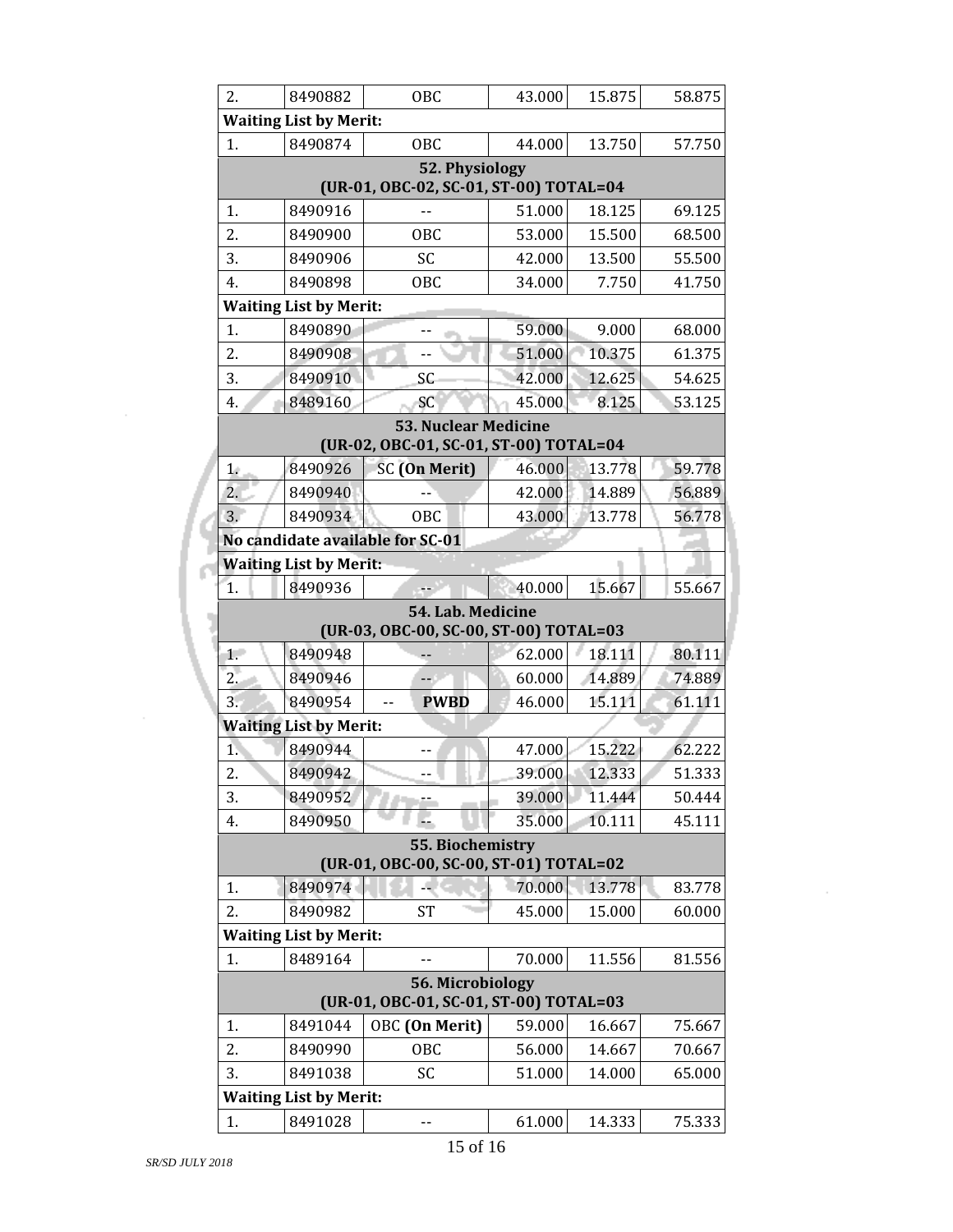| | | | | | |
|---|---|---|---|---|---|
| 2. | 8490882 | OBC | 43.000 | 15.875 | 58.875 |
| **Waiting List by Merit:** | | | | | |
| 1. | 8490874 | OBC | 44.000 | 13.750 | 57.750 |
| **52. Physiology (UR-01, OBC-02, SC-01, ST-00) TOTAL=04** | | | | | |
| 1. | 8490916 | -- | 51.000 | 18.125 | 69.125 |
| 2. | 8490900 | OBC | 53.000 | 15.500 | 68.500 |
| 3. | 8490906 | SC | 42.000 | 13.500 | 55.500 |
| 4. | 8490898 | OBC | 34.000 | 7.750 | 41.750 |
| **Waiting List by Merit:** | | | | | |
| 1. | 8490890 | -- | 59.000 | 9.000 | 68.000 |
| 2. | 8490908 | -- | 51.000 | 10.375 | 61.375 |
| 3. | 8490910 | SC | 42.000 | 12.625 | 54.625 |
| 4. | 8489160 | SC | 45.000 | 8.125 | 53.125 |
| **53. Nuclear Medicine (UR-02, OBC-01, SC-01, ST-00) TOTAL=04** | | | | | |
| 1. | 8490926 | SC **(On Merit)** | 46.000 | 13.778 | 59.778 |
| 2. | 8490940 | -- | 42.000 | 14.889 | 56.889 |
| 3. | 8490934 | OBC | 43.000 | 13.778 | 56.778 |
| **No candidate available for SC-01** | | | | | |
| **Waiting List by Merit:** | | | | | |
| 1. | 8490936 | -- | 40.000 | 15.667 | 55.667 |
| **54. Lab. Medicine (UR-03, OBC-00, SC-00, ST-00) TOTAL=03** | | | | | |
| 1. | 8490948 | -- | 62.000 | 18.111 | 80.111 |
| 2. | 8490946 | -- | 60.000 | 14.889 | 74.889 |
| 3. | 8490954 | -- **PWBD** | 46.000 | 15.111 | 61.111 |
| **Waiting List by Merit:** | | | | | |
| 1. | 8490944 | -- | 47.000 | 15.222 | 62.222 |
| 2. | 8490942 | -- | 39.000 | 12.333 | 51.333 |
| 3. | 8490952 | -- | 39.000 | 11.444 | 50.444 |
| 4. | 8490950 | -- | 35.000 | 10.111 | 45.111 |
| **55. Biochemistry (UR-01, OBC-00, SC-00, ST-01) TOTAL=02** | | | | | |
| 1. | 8490974 | -- | 70.000 | 13.778 | 83.778 |
| 2. | 8490982 | ST | 45.000 | 15.000 | 60.000 |
| **Waiting List by Merit:** | | | | | |
| 1. | 8489164 | -- | 70.000 | 11.556 | 81.556 |
| **56. Microbiology (UR-01, OBC-01, SC-01, ST-00) TOTAL=03** | | | | | |
| 1. | 8491044 | OBC **(On Merit)** | 59.000 | 16.667 | 75.667 |
| 2. | 8490990 | OBC | 56.000 | 14.667 | 70.667 |
| 3. | 8491038 | SC | 51.000 | 14.000 | 65.000 |
| **Waiting List by Merit:** | | | | | |
| 1. | 8491028 | -- | 61.000 | 14.333 | 75.333 |

*SR/SD JULY 2018*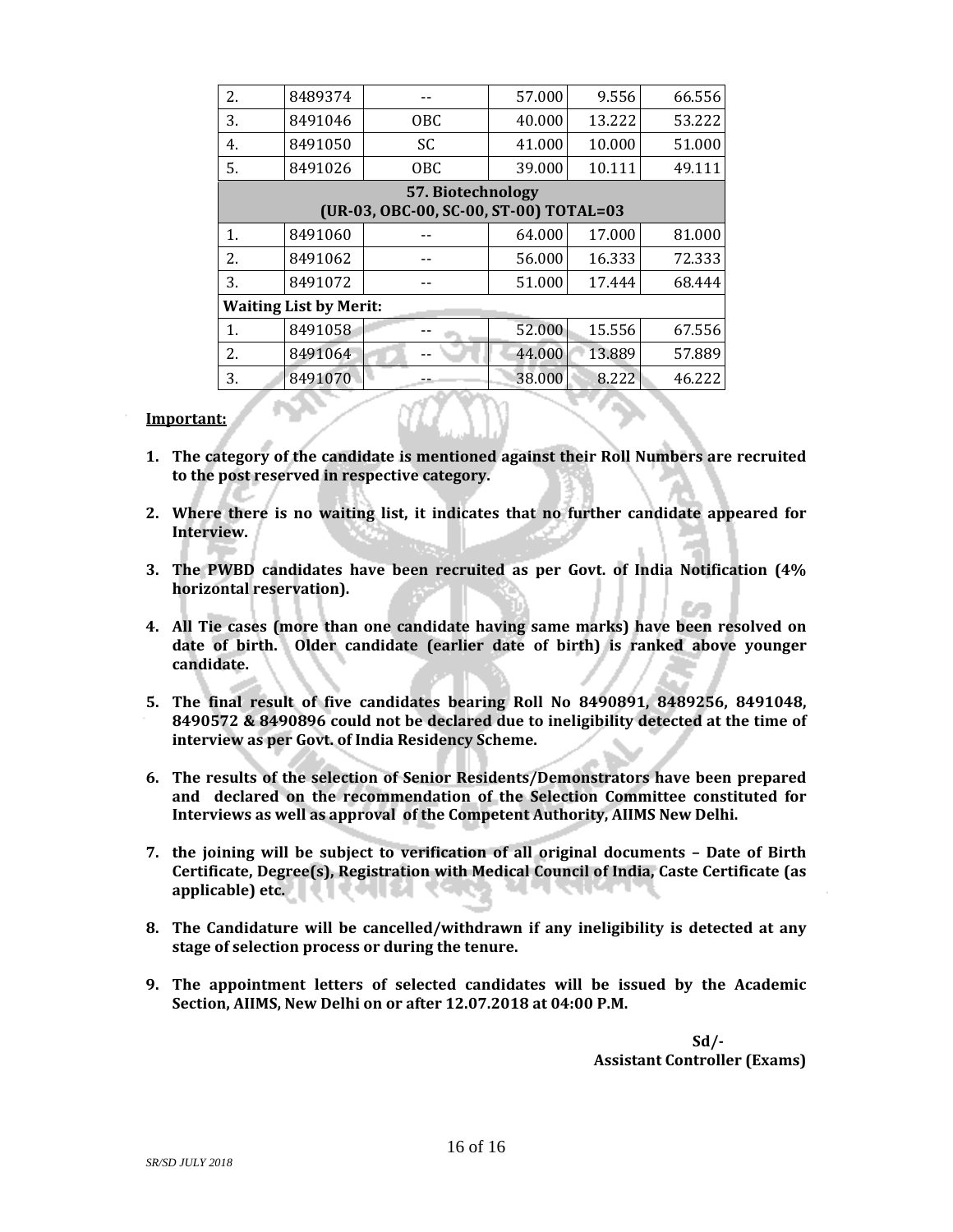| | | | | | |
|---|---|---|---|---|---|
| 2. | 8489374 | -- | 57.000 | 9.556 | 66.556 |
| 3. | 8491046 | OBC | 40.000 | 13.222 | 53.222 |
| 4. | 8491050 | SC | 41.000 | 10.000 | 51.000 |
| 5. | 8491026 | OBC | 39.000 | 10.111 | 49.111 |
| **57. Biotechnology (UR-03, OBC-00, SC-00, ST-00) TOTAL=03** | | | | | |
| 1. | 8491060 | -- | 64.000 | 17.000 | 81.000 |
| 2. | 8491062 | -- | 56.000 | 16.333 | 72.333 |
| 3. | 8491072 | -- | 51.000 | 17.444 | 68.444 |
| **Waiting List by Merit:** | | | | | |
| 1. | 8491058 | -- | 52.000 | 15.556 | 67.556 |
| 2. | 8491064 | -- | 44.000 | 13.889 | 57.889 |
| 3. | 8491070 | -- | 38.000 | 8.222 | 46.222 |

**Important:**

1. **The category of the candidate is mentioned against their Roll Numbers are recruited to the post reserved in respective category.**
2. **Where there is no waiting list, it indicates that no further candidate appeared for Interview.**
3. **The PWBD candidates have been recruited as per Govt. of India Notification (4% horizontal reservation).**
4. **All Tie cases (more than one candidate having same marks) have been resolved on date of birth. Older candidate (earlier date of birth) is ranked above younger candidate.**
5. **The final result of five candidates bearing Roll No 8490891, 8489256, 8491048, 8490572 & 8490896 could not be declared due to ineligibility detected at the time of interview as per Govt. of India Residency Scheme.**
6. **The results of the selection of Senior Residents/Demonstrators have been prepared and declared on the recommendation of the Selection Committee constituted for Interviews as well as approval of the Competent Authority, AIIMS New Delhi.**
7. **the joining will be subject to verification of all original documents – Date of Birth Certificate, Degree(s), Registration with Medical Council of India, Caste Certificate (as applicable) etc.**
8. **The Candidature will be cancelled/withdrawn if any ineligibility is detected at any stage of selection process or during the tenure.**
9. **The appointment letters of selected candidates will be issued by the Academic Section, AIIMS, New Delhi on or after 12.07.2018 at 04:00 P.M.**

**Sd/-**
**Assistant Controller (Exams)**